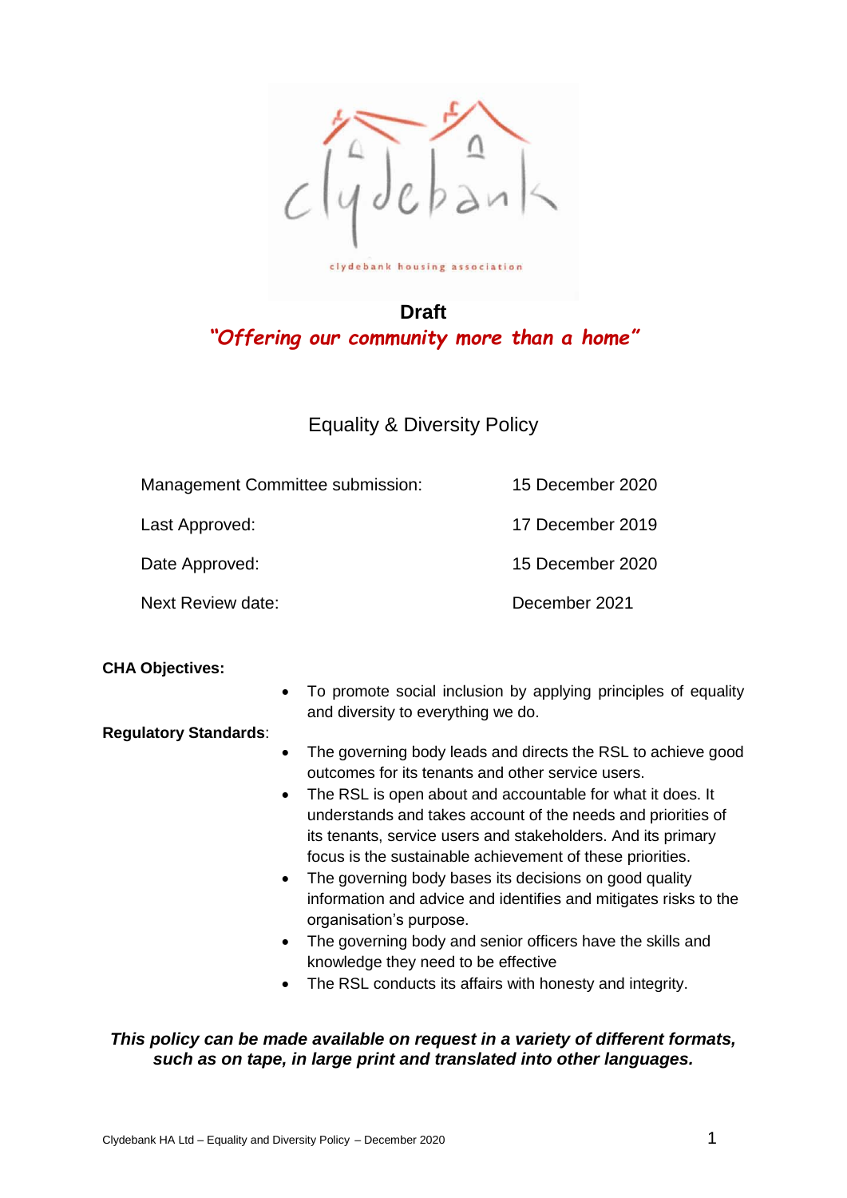clydebank housing association

**Draft**

***"Offering our community more than a home"***

# Equality & Diversity Policy

| | |
|---|---|
| Management Committee submission: | 15 December 2020 |
| Last Approved: | 17 December 2019 |
| Date Approved: | 15 December 2020 |
| Next Review date: | December 2021 |

**CHA Objectives:**

- To promote social inclusion by applying principles of equality and diversity to everything we do.

**Regulatory Standards**:

- The governing body leads and directs the RSL to achieve good outcomes for its tenants and other service users.
- The RSL is open about and accountable for what it does. It understands and takes account of the needs and priorities of its tenants, service users and stakeholders. And its primary focus is the sustainable achievement of these priorities.
- The governing body bases its decisions on good quality information and advice and identifies and mitigates risks to the organisation's purpose.
- The governing body and senior officers have the skills and knowledge they need to be effective
- The RSL conducts its affairs with honesty and integrity.

***This policy can be made available on request in a variety of different formats, such as on tape, in large print and translated into other languages.***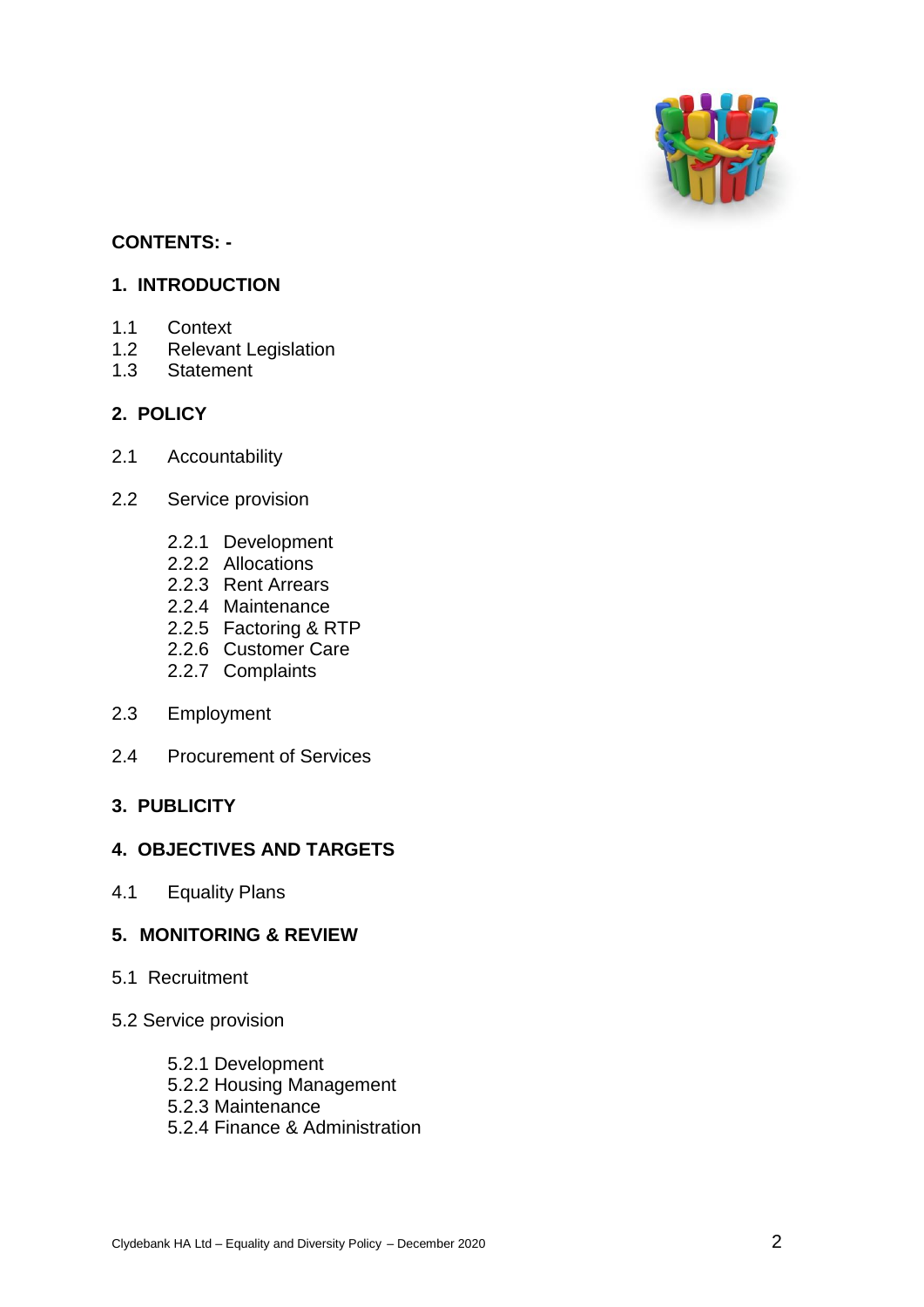**CONTENTS: -**

## 1. INTRODUCTION

1.1 Context
1.2 Relevant Legislation
1.3 Statement

## 2. POLICY

2.1 Accountability

2.2 Service provision

- 2.2.1 Development
- 2.2.2 Allocations
- 2.2.3 Rent Arrears
- 2.2.4 Maintenance
- 2.2.5 Factoring & RTP
- 2.2.6 Customer Care
- 2.2.7 Complaints

2.3 Employment

2.4 Procurement of Services

## 3. PUBLICITY

## 4. OBJECTIVES AND TARGETS

4.1 Equality Plans

## 5. MONITORING & REVIEW

5.1 Recruitment

5.2 Service provision

- 5.2.1 Development
- 5.2.2 Housing Management
- 5.2.3 Maintenance
- 5.2.4 Finance & Administration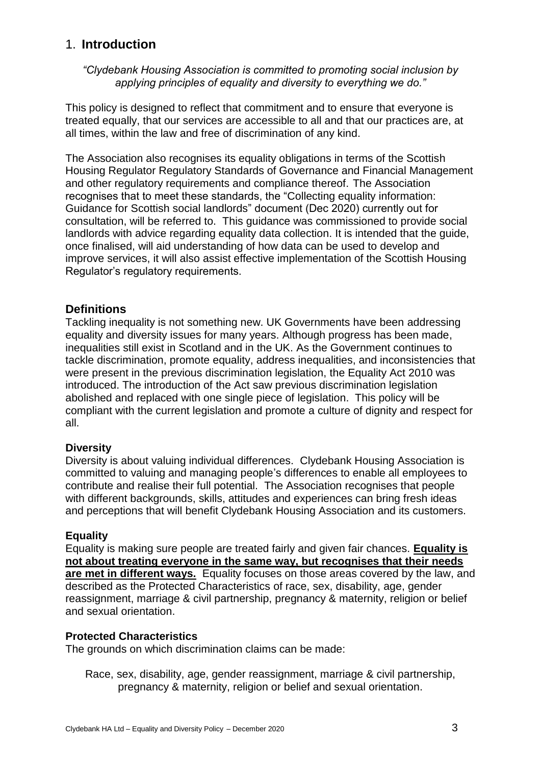# 1. **Introduction**

*"Clydebank Housing Association is committed to promoting social inclusion by applying principles of equality and diversity to everything we do."*

This policy is designed to reflect that commitment and to ensure that everyone is treated equally, that our services are accessible to all and that our practices are, at all times, within the law and free of discrimination of any kind.

The Association also recognises its equality obligations in terms of the Scottish Housing Regulator Regulatory Standards of Governance and Financial Management and other regulatory requirements and compliance thereof. The Association recognises that to meet these standards, the "Collecting equality information: Guidance for Scottish social landlords" document (Dec 2020) currently out for consultation, will be referred to. This guidance was commissioned to provide social landlords with advice regarding equality data collection. It is intended that the guide, once finalised, will aid understanding of how data can be used to develop and improve services, it will also assist effective implementation of the Scottish Housing Regulator's regulatory requirements.

## **Definitions**

Tackling inequality is not something new. UK Governments have been addressing equality and diversity issues for many years. Although progress has been made, inequalities still exist in Scotland and in the UK. As the Government continues to tackle discrimination, promote equality, address inequalities, and inconsistencies that were present in the previous discrimination legislation, the Equality Act 2010 was introduced. The introduction of the Act saw previous discrimination legislation abolished and replaced with one single piece of legislation. This policy will be compliant with the current legislation and promote a culture of dignity and respect for all.

### **Diversity**

Diversity is about valuing individual differences. Clydebank Housing Association is committed to valuing and managing people's differences to enable all employees to contribute and realise their full potential. The Association recognises that people with different backgrounds, skills, attitudes and experiences can bring fresh ideas and perceptions that will benefit Clydebank Housing Association and its customers.

### **Equality**

Equality is making sure people are treated fairly and given fair chances. **<u>Equality is not about treating everyone in the same way, but recognises that their needs are met in different ways.</u>** Equality focuses on those areas covered by the law, and described as the Protected Characteristics of race, sex, disability, age, gender reassignment, marriage & civil partnership, pregnancy & maternity, religion or belief and sexual orientation.

### **Protected Characteristics**

The grounds on which discrimination claims can be made:

Race, sex, disability, age, gender reassignment, marriage & civil partnership, pregnancy & maternity, religion or belief and sexual orientation.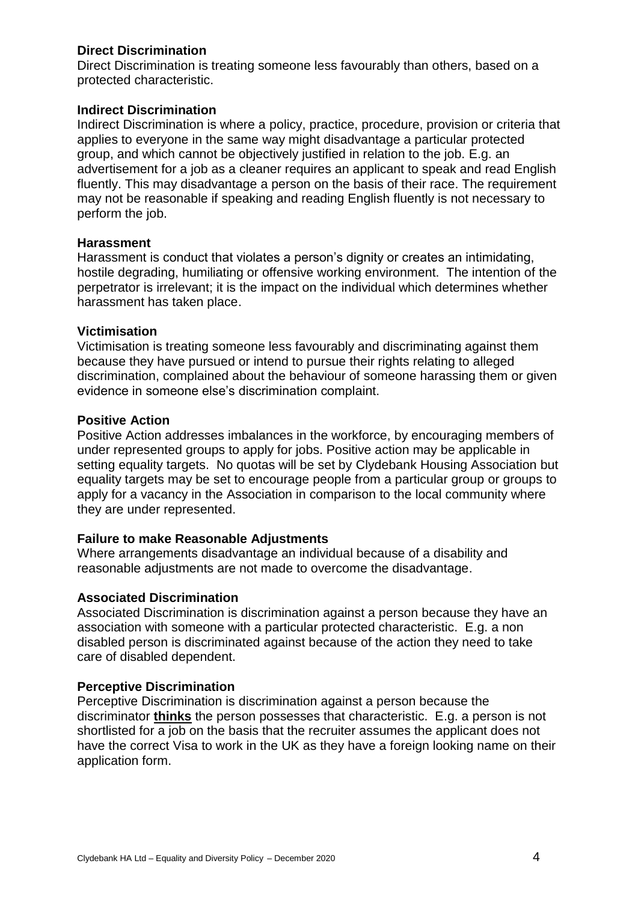**Direct Discrimination**
Direct Discrimination is treating someone less favourably than others, based on a protected characteristic.

**Indirect Discrimination**
Indirect Discrimination is where a policy, practice, procedure, provision or criteria that applies to everyone in the same way might disadvantage a particular protected group, and which cannot be objectively justified in relation to the job. E.g. an advertisement for a job as a cleaner requires an applicant to speak and read English fluently. This may disadvantage a person on the basis of their race. The requirement may not be reasonable if speaking and reading English fluently is not necessary to perform the job.

**Harassment**
Harassment is conduct that violates a person's dignity or creates an intimidating, hostile degrading, humiliating or offensive working environment. The intention of the perpetrator is irrelevant; it is the impact on the individual which determines whether harassment has taken place.

**Victimisation**
Victimisation is treating someone less favourably and discriminating against them because they have pursued or intend to pursue their rights relating to alleged discrimination, complained about the behaviour of someone harassing them or given evidence in someone else's discrimination complaint.

**Positive Action**
Positive Action addresses imbalances in the workforce, by encouraging members of under represented groups to apply for jobs. Positive action may be applicable in setting equality targets. No quotas will be set by Clydebank Housing Association but equality targets may be set to encourage people from a particular group or groups to apply for a vacancy in the Association in comparison to the local community where they are under represented.

**Failure to make Reasonable Adjustments**
Where arrangements disadvantage an individual because of a disability and reasonable adjustments are not made to overcome the disadvantage.

**Associated Discrimination**
Associated Discrimination is discrimination against a person because they have an association with someone with a particular protected characteristic. E.g. a non disabled person is discriminated against because of the action they need to take care of disabled dependent.

**Perceptive Discrimination**
Perceptive Discrimination is discrimination against a person because the discriminator **thinks** the person possesses that characteristic. E.g. a person is not shortlisted for a job on the basis that the recruiter assumes the applicant does not have the correct Visa to work in the UK as they have a foreign looking name on their application form.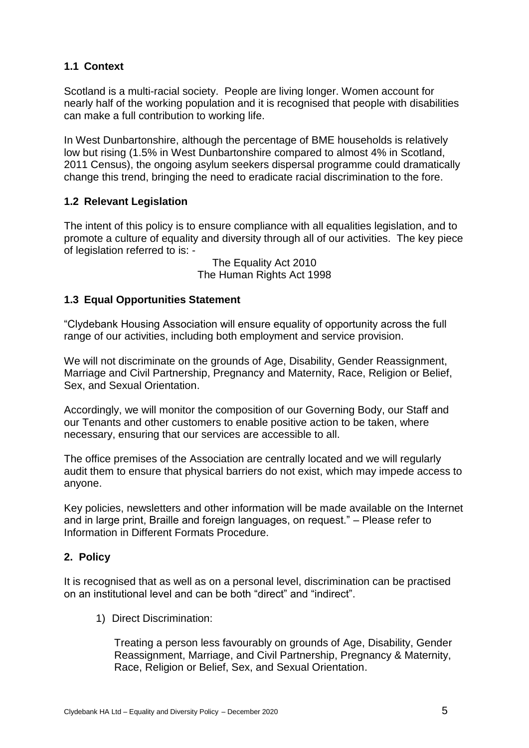### 1.1 Context

Scotland is a multi-racial society. People are living longer. Women account for nearly half of the working population and it is recognised that people with disabilities can make a full contribution to working life.

In West Dunbartonshire, although the percentage of BME households is relatively low but rising (1.5% in West Dunbartonshire compared to almost 4% in Scotland, 2011 Census), the ongoing asylum seekers dispersal programme could dramatically change this trend, bringing the need to eradicate racial discrimination to the fore.

### 1.2 Relevant Legislation

The intent of this policy is to ensure compliance with all equalities legislation, and to promote a culture of equality and diversity through all of our activities. The key piece of legislation referred to is: -

The Equality Act 2010
The Human Rights Act 1998

### 1.3 Equal Opportunities Statement

"Clydebank Housing Association will ensure equality of opportunity across the full range of our activities, including both employment and service provision.

We will not discriminate on the grounds of Age, Disability, Gender Reassignment, Marriage and Civil Partnership, Pregnancy and Maternity, Race, Religion or Belief, Sex, and Sexual Orientation.

Accordingly, we will monitor the composition of our Governing Body, our Staff and our Tenants and other customers to enable positive action to be taken, where necessary, ensuring that our services are accessible to all.

The office premises of the Association are centrally located and we will regularly audit them to ensure that physical barriers do not exist, which may impede access to anyone.

Key policies, newsletters and other information will be made available on the Internet and in large print, Braille and foreign languages, on request." – Please refer to Information in Different Formats Procedure.

## 2. Policy

It is recognised that as well as on a personal level, discrimination can be practised on an institutional level and can be both "direct" and "indirect".

1) Direct Discrimination:

   Treating a person less favourably on grounds of Age, Disability, Gender Reassignment, Marriage, and Civil Partnership, Pregnancy & Maternity, Race, Religion or Belief, Sex, and Sexual Orientation.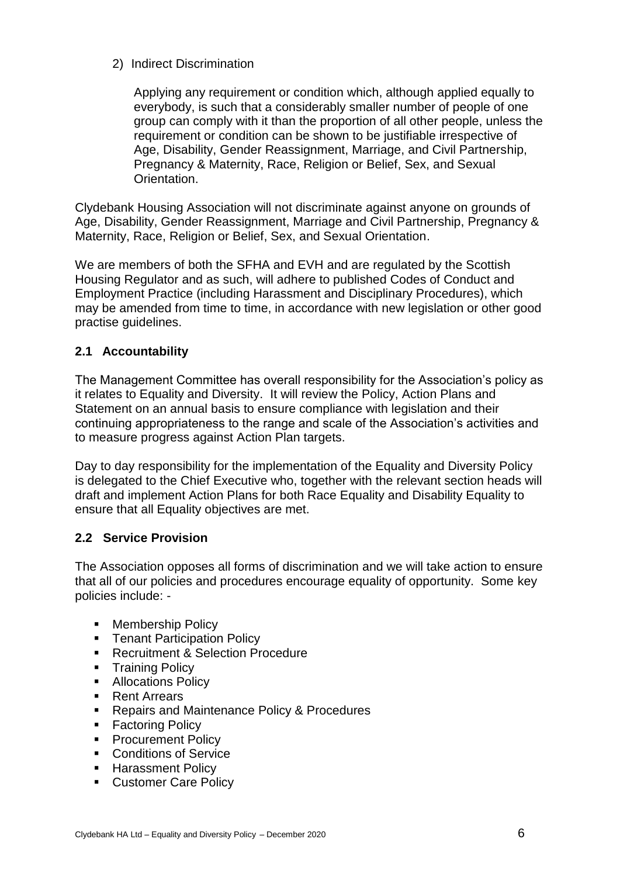2) Indirect Discrimination

   Applying any requirement or condition which, although applied equally to everybody, is such that a considerably smaller number of people of one group can comply with it than the proportion of all other people, unless the requirement or condition can be shown to be justifiable irrespective of Age, Disability, Gender Reassignment, Marriage, and Civil Partnership, Pregnancy & Maternity, Race, Religion or Belief, Sex, and Sexual Orientation.

Clydebank Housing Association will not discriminate against anyone on grounds of Age, Disability, Gender Reassignment, Marriage and Civil Partnership, Pregnancy & Maternity, Race, Religion or Belief, Sex, and Sexual Orientation.

We are members of both the SFHA and EVH and are regulated by the Scottish Housing Regulator and as such, will adhere to published Codes of Conduct and Employment Practice (including Harassment and Disciplinary Procedures), which may be amended from time to time, in accordance with new legislation or other good practise guidelines.

### 2.1 Accountability

The Management Committee has overall responsibility for the Association's policy as it relates to Equality and Diversity. It will review the Policy, Action Plans and Statement on an annual basis to ensure compliance with legislation and their continuing appropriateness to the range and scale of the Association's activities and to measure progress against Action Plan targets.

Day to day responsibility for the implementation of the Equality and Diversity Policy is delegated to the Chief Executive who, together with the relevant section heads will draft and implement Action Plans for both Race Equality and Disability Equality to ensure that all Equality objectives are met.

### 2.2 Service Provision

The Association opposes all forms of discrimination and we will take action to ensure that all of our policies and procedures encourage equality of opportunity. Some key policies include: -

- Membership Policy
- Tenant Participation Policy
- Recruitment & Selection Procedure
- Training Policy
- Allocations Policy
- Rent Arrears
- Repairs and Maintenance Policy & Procedures
- Factoring Policy
- Procurement Policy
- Conditions of Service
- Harassment Policy
- Customer Care Policy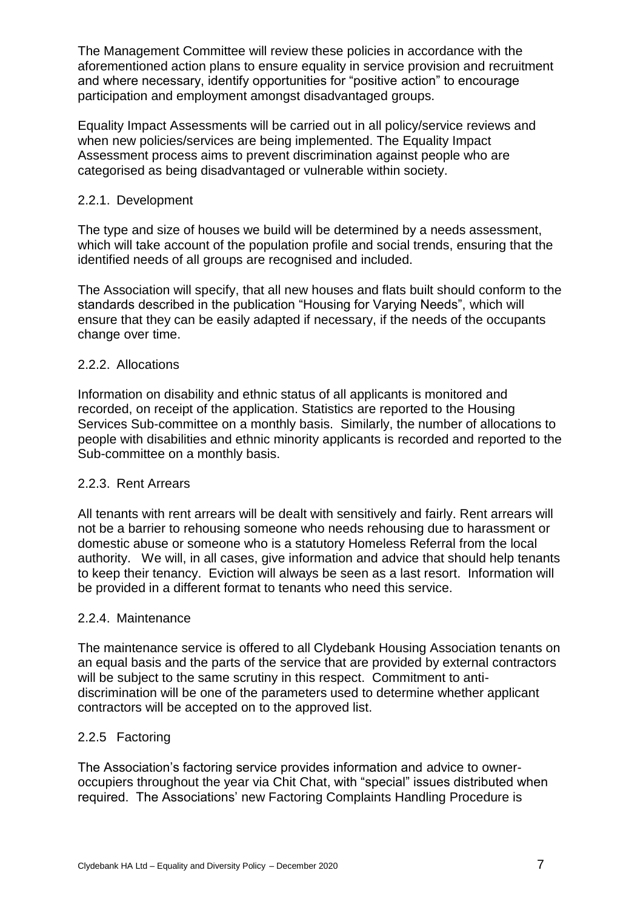The Management Committee will review these policies in accordance with the aforementioned action plans to ensure equality in service provision and recruitment and where necessary, identify opportunities for "positive action" to encourage participation and employment amongst disadvantaged groups.

Equality Impact Assessments will be carried out in all policy/service reviews and when new policies/services are being implemented. The Equality Impact Assessment process aims to prevent discrimination against people who are categorised as being disadvantaged or vulnerable within society.

### 2.2.1. Development

The type and size of houses we build will be determined by a needs assessment, which will take account of the population profile and social trends, ensuring that the identified needs of all groups are recognised and included.

The Association will specify, that all new houses and flats built should conform to the standards described in the publication "Housing for Varying Needs", which will ensure that they can be easily adapted if necessary, if the needs of the occupants change over time.

### 2.2.2. Allocations

Information on disability and ethnic status of all applicants is monitored and recorded, on receipt of the application. Statistics are reported to the Housing Services Sub-committee on a monthly basis. Similarly, the number of allocations to people with disabilities and ethnic minority applicants is recorded and reported to the Sub-committee on a monthly basis.

### 2.2.3. Rent Arrears

All tenants with rent arrears will be dealt with sensitively and fairly. Rent arrears will not be a barrier to rehousing someone who needs rehousing due to harassment or domestic abuse or someone who is a statutory Homeless Referral from the local authority. We will, in all cases, give information and advice that should help tenants to keep their tenancy. Eviction will always be seen as a last resort. Information will be provided in a different format to tenants who need this service.

### 2.2.4. Maintenance

The maintenance service is offered to all Clydebank Housing Association tenants on an equal basis and the parts of the service that are provided by external contractors will be subject to the same scrutiny in this respect. Commitment to anti-discrimination will be one of the parameters used to determine whether applicant contractors will be accepted on to the approved list.

### 2.2.5 Factoring

The Association's factoring service provides information and advice to owner-occupiers throughout the year via Chit Chat, with "special" issues distributed when required. The Associations' new Factoring Complaints Handling Procedure is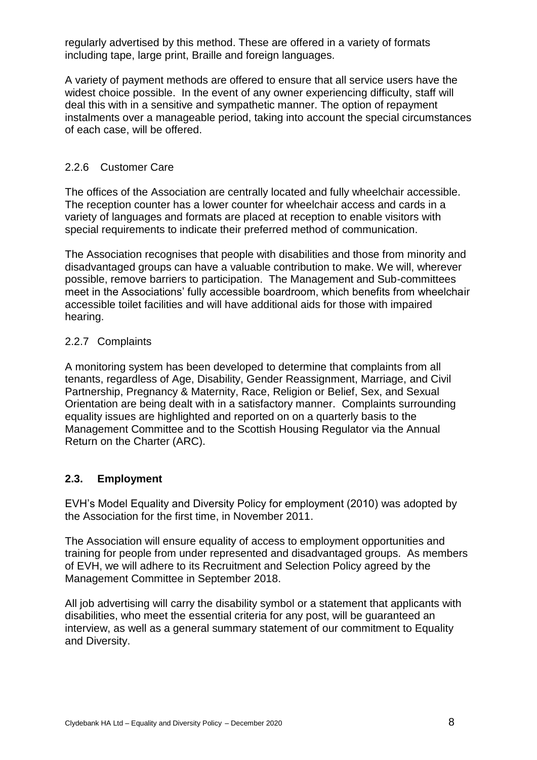regularly advertised by this method. These are offered in a variety of formats including tape, large print, Braille and foreign languages.

A variety of payment methods are offered to ensure that all service users have the widest choice possible. In the event of any owner experiencing difficulty, staff will deal this with in a sensitive and sympathetic manner. The option of repayment instalments over a manageable period, taking into account the special circumstances of each case, will be offered.

#### 2.2.6 Customer Care

The offices of the Association are centrally located and fully wheelchair accessible. The reception counter has a lower counter for wheelchair access and cards in a variety of languages and formats are placed at reception to enable visitors with special requirements to indicate their preferred method of communication.

The Association recognises that people with disabilities and those from minority and disadvantaged groups can have a valuable contribution to make. We will, wherever possible, remove barriers to participation. The Management and Sub-committees meet in the Associations' fully accessible boardroom, which benefits from wheelchair accessible toilet facilities and will have additional aids for those with impaired hearing.

#### 2.2.7 Complaints

A monitoring system has been developed to determine that complaints from all tenants, regardless of Age, Disability, Gender Reassignment, Marriage, and Civil Partnership, Pregnancy & Maternity, Race, Religion or Belief, Sex, and Sexual Orientation are being dealt with in a satisfactory manner. Complaints surrounding equality issues are highlighted and reported on on a quarterly basis to the Management Committee and to the Scottish Housing Regulator via the Annual Return on the Charter (ARC).

### 2.3. Employment

EVH's Model Equality and Diversity Policy for employment (2010) was adopted by the Association for the first time, in November 2011.

The Association will ensure equality of access to employment opportunities and training for people from under represented and disadvantaged groups. As members of EVH, we will adhere to its Recruitment and Selection Policy agreed by the Management Committee in September 2018.

All job advertising will carry the disability symbol or a statement that applicants with disabilities, who meet the essential criteria for any post, will be guaranteed an interview, as well as a general summary statement of our commitment to Equality and Diversity.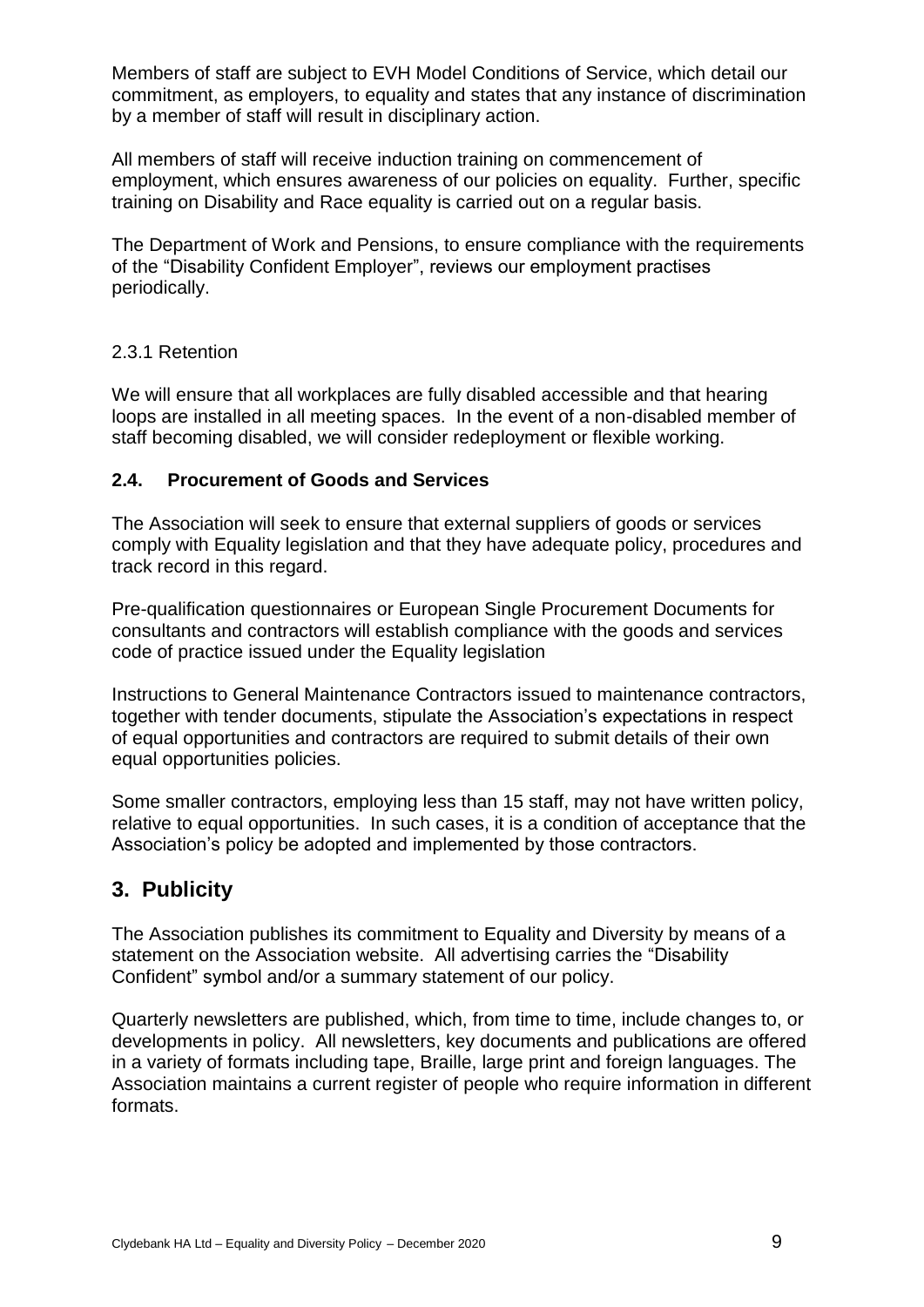Members of staff are subject to EVH Model Conditions of Service, which detail our commitment, as employers, to equality and states that any instance of discrimination by a member of staff will result in disciplinary action.

All members of staff will receive induction training on commencement of employment, which ensures awareness of our policies on equality. Further, specific training on Disability and Race equality is carried out on a regular basis.

The Department of Work and Pensions, to ensure compliance with the requirements of the "Disability Confident Employer", reviews our employment practises periodically.

2.3.1 Retention

We will ensure that all workplaces are fully disabled accessible and that hearing loops are installed in all meeting spaces. In the event of a non-disabled member of staff becoming disabled, we will consider redeployment or flexible working.

### 2.4. Procurement of Goods and Services

The Association will seek to ensure that external suppliers of goods or services comply with Equality legislation and that they have adequate policy, procedures and track record in this regard.

Pre-qualification questionnaires or European Single Procurement Documents for consultants and contractors will establish compliance with the goods and services code of practice issued under the Equality legislation

Instructions to General Maintenance Contractors issued to maintenance contractors, together with tender documents, stipulate the Association's expectations in respect of equal opportunities and contractors are required to submit details of their own equal opportunities policies.

Some smaller contractors, employing less than 15 staff, may not have written policy, relative to equal opportunities. In such cases, it is a condition of acceptance that the Association's policy be adopted and implemented by those contractors.

## 3. Publicity

The Association publishes its commitment to Equality and Diversity by means of a statement on the Association website. All advertising carries the "Disability Confident" symbol and/or a summary statement of our policy.

Quarterly newsletters are published, which, from time to time, include changes to, or developments in policy. All newsletters, key documents and publications are offered in a variety of formats including tape, Braille, large print and foreign languages. The Association maintains a current register of people who require information in different formats.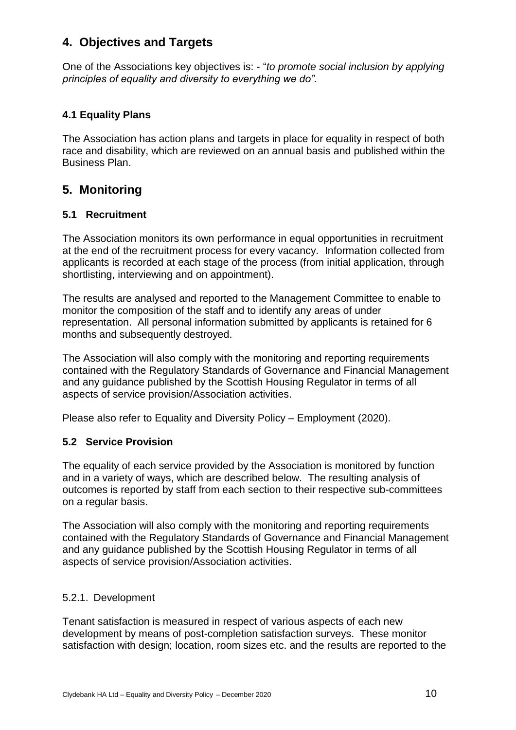## 4. Objectives and Targets

One of the Associations key objectives is: - "*to promote social inclusion by applying principles of equality and diversity to everything we do".*

### 4.1 Equality Plans

The Association has action plans and targets in place for equality in respect of both race and disability, which are reviewed on an annual basis and published within the Business Plan.

## 5. Monitoring

### 5.1 Recruitment

The Association monitors its own performance in equal opportunities in recruitment at the end of the recruitment process for every vacancy. Information collected from applicants is recorded at each stage of the process (from initial application, through shortlisting, interviewing and on appointment).

The results are analysed and reported to the Management Committee to enable to monitor the composition of the staff and to identify any areas of under representation. All personal information submitted by applicants is retained for 6 months and subsequently destroyed.

The Association will also comply with the monitoring and reporting requirements contained with the Regulatory Standards of Governance and Financial Management and any guidance published by the Scottish Housing Regulator in terms of all aspects of service provision/Association activities.

Please also refer to Equality and Diversity Policy – Employment (2020).

### 5.2 Service Provision

The equality of each service provided by the Association is monitored by function and in a variety of ways, which are described below. The resulting analysis of outcomes is reported by staff from each section to their respective sub-committees on a regular basis.

The Association will also comply with the monitoring and reporting requirements contained with the Regulatory Standards of Governance and Financial Management and any guidance published by the Scottish Housing Regulator in terms of all aspects of service provision/Association activities.

5.2.1. Development

Tenant satisfaction is measured in respect of various aspects of each new development by means of post-completion satisfaction surveys. These monitor satisfaction with design; location, room sizes etc. and the results are reported to the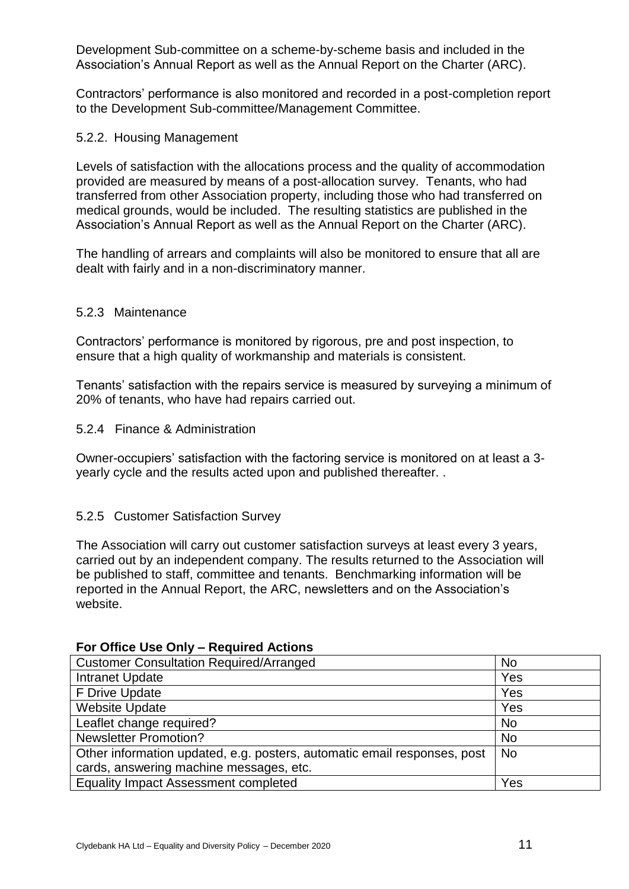Development Sub-committee on a scheme-by-scheme basis and included in the Association's Annual Report as well as the Annual Report on the Charter (ARC).

Contractors' performance is also monitored and recorded in a post-completion report to the Development Sub-committee/Management Committee.

5.2.2. Housing Management

Levels of satisfaction with the allocations process and the quality of accommodation provided are measured by means of a post-allocation survey. Tenants, who had transferred from other Association property, including those who had transferred on medical grounds, would be included. The resulting statistics are published in the Association's Annual Report as well as the Annual Report on the Charter (ARC).

The handling of arrears and complaints will also be monitored to ensure that all are dealt with fairly and in a non-discriminatory manner.

5.2.3 Maintenance

Contractors' performance is monitored by rigorous, pre and post inspection, to ensure that a high quality of workmanship and materials is consistent.

Tenants' satisfaction with the repairs service is measured by surveying a minimum of 20% of tenants, who have had repairs carried out.

5.2.4 Finance & Administration

Owner-occupiers' satisfaction with the factoring service is monitored on at least a 3-yearly cycle and the results acted upon and published thereafter. .

5.2.5 Customer Satisfaction Survey

The Association will carry out customer satisfaction surveys at least every 3 years, carried out by an independent company. The results returned to the Association will be published to staff, committee and tenants. Benchmarking information will be reported in the Annual Report, the ARC, newsletters and on the Association's website.

**For Office Use Only – Required Actions**

| | |
|---|---|
| Customer Consultation Required/Arranged | No |
| Intranet Update | Yes |
| F Drive Update | Yes |
| Website Update | Yes |
| Leaflet change required? | No |
| Newsletter Promotion? | No |
| Other information updated, e.g. posters, automatic email responses, post cards, answering machine messages, etc. | No |
| Equality Impact Assessment completed | Yes |